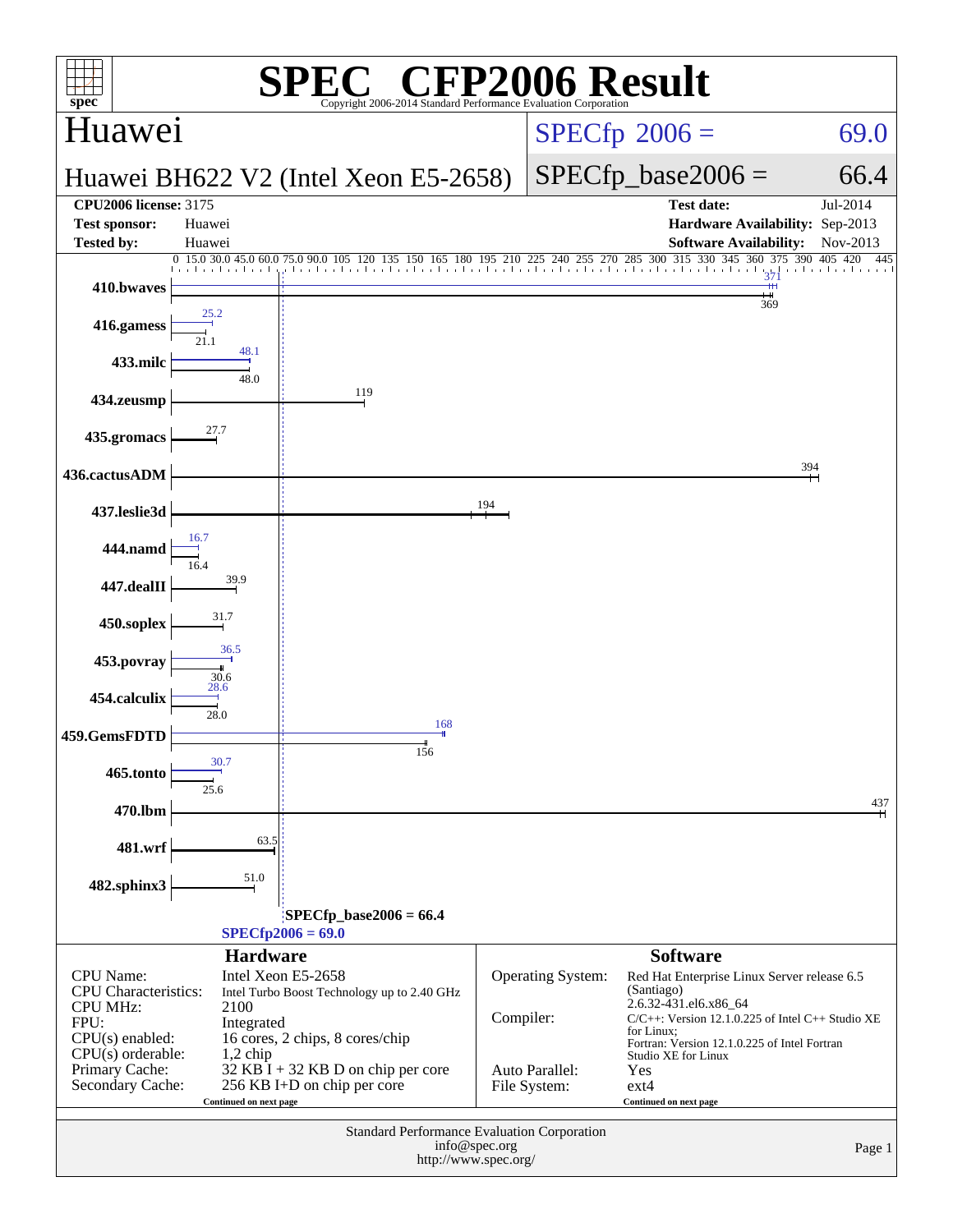# SPEC® CFP2006 Result

Copyright 2006-2014 Standard Performance Evaluation Corporation

## Huawei

**Huawei BH622 V2 (Intel Xeon E5-2658)**

SPECfp 2006 = 69.0

SPECfp_base2006 = 66.4

| | | | |
|---|---|---|---|
| **CPU2006 license:** 3175 | | **Test date:** | Jul-2014 |
| **Test sponsor:** | Huawei | **Hardware Availability:** | Sep-2013 |
| **Tested by:** | Huawei | **Software Availability:** | Nov-2013 |

| Benchmark | Peak | Base |
|---|---|---|
| 410.bwaves | 371 | 369 |
| 416.gamess | 25.2 | 21.1 |
| 433.milc | 48.1 | 48.0 |
| 434.zeusmp | | 119 |
| 435.gromacs | | 27.7 |
| 436.cactusADM | | 394 |
| 437.leslie3d | | 194 |
| 444.namd | 16.7 | 16.4 |
| 447.dealII | | 39.9 |
| 450.soplex | | 31.7 |
| 453.povray | 36.5 | 30.6 |
| 454.calculix | 28.6 | 28.0 |
| 459.GemsFDTD | 168 | 156 |
| 465.tonto | 30.7 | 25.6 |
| 470.lbm | | 437 |
| 481.wrf | | 63.5 |
| 482.sphinx3 | | 51.0 |

SPECfp_base2006 = 66.4

SPECfp2006 = 69.0

### Hardware

| | |
|---|---|
| CPU Name: | Intel Xeon E5-2658 |
| CPU Characteristics: | Intel Turbo Boost Technology up to 2.40 GHz |
| CPU MHz: | 2100 |
| FPU: | Integrated |
| CPU(s) enabled: | 16 cores, 2 chips, 8 cores/chip |
| CPU(s) orderable: | 1,2 chip |
| Primary Cache: | 32 KB I + 32 KB D on chip per core |
| Secondary Cache: | 256 KB I+D on chip per core |

Continued on next page

### Software

| | |
|---|---|
| Operating System: | Red Hat Enterprise Linux Server release 6.5 (Santiago) 2.6.32-431.el6.x86_64 |
| Compiler: | C/C++: Version 12.1.0.225 of Intel C++ Studio XE for Linux; Fortran: Version 12.1.0.225 of Intel Fortran Studio XE for Linux |
| Auto Parallel: | Yes |
| File System: | ext4 |

Continued on next page

Standard Performance Evaluation Corporation
info@spec.org
http://www.spec.org/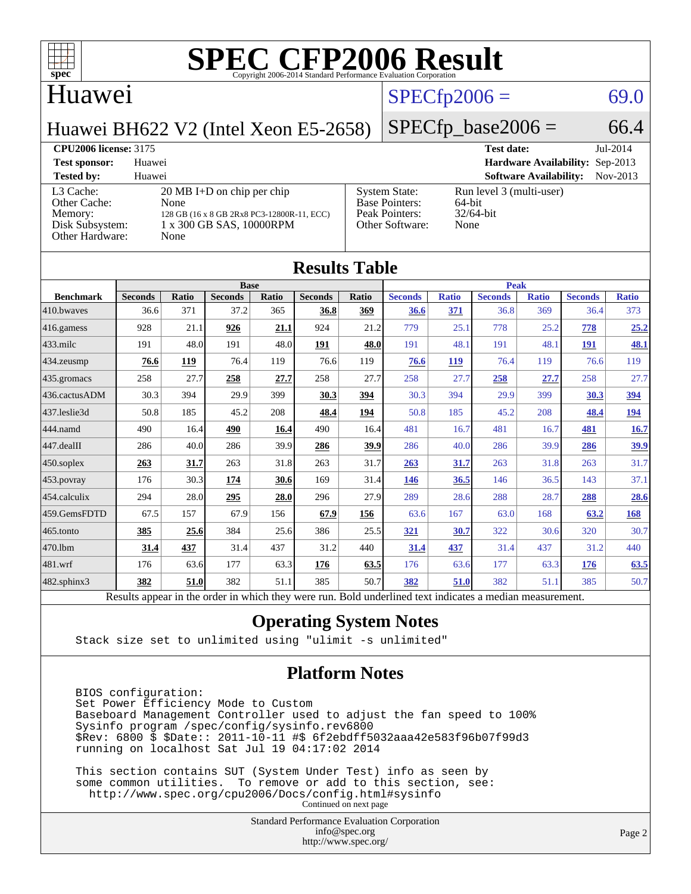# SPEC CFP2006 Result

Copyright 2006-2014 Standard Performance Evaluation Corporation

## Huawei

Huawei BH622 V2 (Intel Xeon E5-2658)

SPECfp2006 = 69.0

SPECfp_base2006 = 66.4

| | | | |
|---|---|---|---|
| **CPU2006 license:** 3175 | | **Test date:** | Jul-2014 |
| **Test sponsor:** | Huawei | **Hardware Availability:** | Sep-2013 |
| **Tested by:** | Huawei | **Software Availability:** | Nov-2013 |

| | | | |
|---|---|---|---|
| L3 Cache: | 20 MB I+D on chip per chip | System State: | Run level 3 (multi-user) |
| Other Cache: | None | Base Pointers: | 64-bit |
| Memory: | 128 GB (16 x 8 GB 2Rx8 PC3-12800R-11, ECC) | Peak Pointers: | 32/64-bit |
| Disk Subsystem: | 1 x 300 GB SAS, 10000RPM | Other Software: | None |
| Other Hardware: | None | | |

## Results Table

| | Base | | | | | | Peak | | | | | |
|---|---|---|---|---|---|---|---|---|---|---|---|---|
| **Benchmark** | **Seconds** | **Ratio** | **Seconds** | **Ratio** | **Seconds** | **Ratio** | **Seconds** | **Ratio** | **Seconds** | **Ratio** | **Seconds** | **Ratio** |
| 410.bwaves | 36.6 | 371 | 37.2 | 365 | **36.8** | **369** | **36.6** | **371** | 36.8 | 369 | 36.4 | 373 |
| 416.gamess | 928 | 21.1 | **926** | **21.1** | 924 | 21.2 | 779 | 25.1 | 778 | 25.2 | **778** | **25.2** |
| 433.milc | 191 | 48.0 | 191 | 48.0 | **191** | **48.0** | 191 | 48.1 | 191 | 48.1 | **191** | **48.1** |
| 434.zeusmp | **76.6** | **119** | 76.4 | 119 | 76.6 | 119 | **76.6** | **119** | 76.4 | 119 | 76.6 | 119 |
| 435.gromacs | 258 | 27.7 | **258** | **27.7** | 258 | 27.7 | 258 | 27.7 | **258** | **27.7** | 258 | 27.7 |
| 436.cactusADM | 30.3 | 394 | 29.9 | 399 | **30.3** | **394** | 30.3 | 394 | 29.9 | 399 | **30.3** | **394** |
| 437.leslie3d | 50.8 | 185 | 45.2 | 208 | **48.4** | **194** | 50.8 | 185 | 45.2 | 208 | **48.4** | **194** |
| 444.namd | 490 | 16.4 | **490** | **16.4** | 490 | 16.4 | 481 | 16.7 | 481 | 16.7 | **481** | **16.7** |
| 447.dealII | 286 | 40.0 | 286 | 39.9 | **286** | **39.9** | 286 | 40.0 | 286 | 39.9 | **286** | **39.9** |
| 450.soplex | **263** | **31.7** | 263 | 31.8 | 263 | 31.7 | **263** | **31.7** | 263 | 31.8 | 263 | 31.7 |
| 453.povray | 176 | 30.3 | **174** | **30.6** | 169 | 31.4 | **146** | **36.5** | 146 | 36.5 | 143 | 37.1 |
| 454.calculix | 294 | 28.0 | **295** | **28.0** | 296 | 27.9 | 289 | 28.6 | 288 | 28.7 | **288** | **28.6** |
| 459.GemsFDTD | 67.5 | 157 | 67.9 | 156 | **67.9** | **156** | 63.6 | 167 | 63.0 | 168 | **63.2** | **168** |
| 465.tonto | **385** | **25.6** | 384 | 25.6 | 386 | 25.5 | **321** | **30.7** | 322 | 30.6 | 320 | 30.7 |
| 470.lbm | **31.4** | **437** | 31.4 | 437 | 31.2 | 440 | **31.4** | **437** | 31.4 | 437 | 31.2 | 440 |
| 481.wrf | 176 | 63.6 | 177 | 63.3 | **176** | **63.5** | 176 | 63.6 | 177 | 63.3 | **176** | **63.5** |
| 482.sphinx3 | **382** | **51.0** | 382 | 51.1 | 385 | 50.7 | **382** | **51.0** | 382 | 51.1 | 385 | 50.7 |

Results appear in the order in which they were run. Bold underlined text indicates a median measurement.

## Operating System Notes

```
Stack size set to unlimited using "ulimit -s unlimited"
```

## Platform Notes

```
BIOS configuration:
Set Power Efficiency Mode to Custom
Baseboard Management Controller used to adjust the fan speed to 100%
Sysinfo program /spec/config/sysinfo.rev6800
$Rev: 6800 $ $Date:: 2011-10-11 #$ 6f2ebdff5032aaa42e583f96b07f99d3
running on localhost Sat Jul 19 04:17:02 2014

This section contains SUT (System Under Test) info as seen by
some common utilities.  To remove or add to this section, see:
  http://www.spec.org/cpu2006/Docs/config.html#sysinfo
```

Continued on next page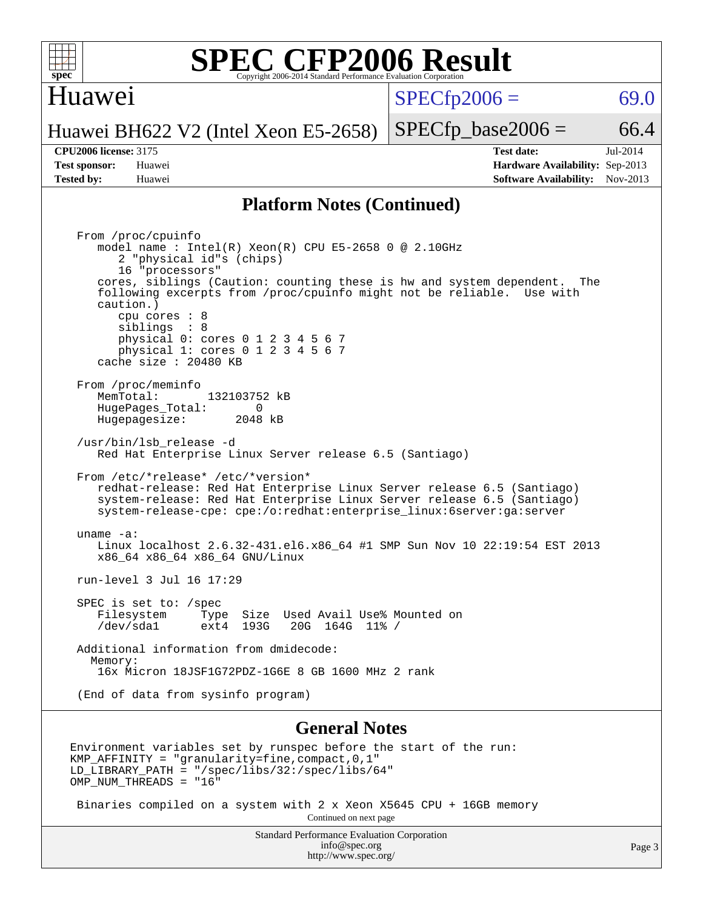# SPEC CFP2006 Result

Copyright 2006-2014 Standard Performance Evaluation Corporation

## Huawei

Huawei BH622 V2 (Intel Xeon E5-2658)

SPECfp2006 = 69.0

SPECfp_base2006 = 66.4

| | | | |
|---|---|---|---|
| **CPU2006 license:** | 3175 | **Test date:** | Jul-2014 |
| **Test sponsor:** | Huawei | **Hardware Availability:** | Sep-2013 |
| **Tested by:** | Huawei | **Software Availability:** | Nov-2013 |

## Platform Notes (Continued)

```
From /proc/cpuinfo
   model name : Intel(R) Xeon(R) CPU E5-2658 0 @ 2.10GHz
      2 "physical id"s (chips)
      16 "processors"
   cores, siblings (Caution: counting these is hw and system dependent.  The
   following excerpts from /proc/cpuinfo might not be reliable.  Use with
   caution.)
      cpu cores : 8
      siblings  : 8
      physical 0: cores 0 1 2 3 4 5 6 7
      physical 1: cores 0 1 2 3 4 5 6 7
   cache size : 20480 KB

From /proc/meminfo
   MemTotal:       132103752 kB
   HugePages_Total:       0
   Hugepagesize:       2048 kB

/usr/bin/lsb_release -d
   Red Hat Enterprise Linux Server release 6.5 (Santiago)

From /etc/*release* /etc/*version*
   redhat-release: Red Hat Enterprise Linux Server release 6.5 (Santiago)
   system-release: Red Hat Enterprise Linux Server release 6.5 (Santiago)
   system-release-cpe: cpe:/o:redhat:enterprise_linux:6server:ga:server

uname -a:
   Linux localhost 2.6.32-431.el6.x86_64 #1 SMP Sun Nov 10 22:19:54 EST 2013
   x86_64 x86_64 x86_64 GNU/Linux

run-level 3 Jul 16 17:29

SPEC is set to: /spec
   Filesystem     Type  Size  Used Avail Use% Mounted on
   /dev/sda1      ext4  193G   20G  164G  11% /

Additional information from dmidecode:
  Memory:
   16x Micron 18JSF1G72PDZ-1G6E 8 GB 1600 MHz 2 rank

(End of data from sysinfo program)
```

## General Notes

```
Environment variables set by runspec before the start of the run:
KMP_AFFINITY = "granularity=fine,compact,0,1"
LD_LIBRARY_PATH = "/spec/libs/32:/spec/libs/64"
OMP_NUM_THREADS = "16"

 Binaries compiled on a system with 2 x Xeon X5645 CPU + 16GB memory
```

Continued on next page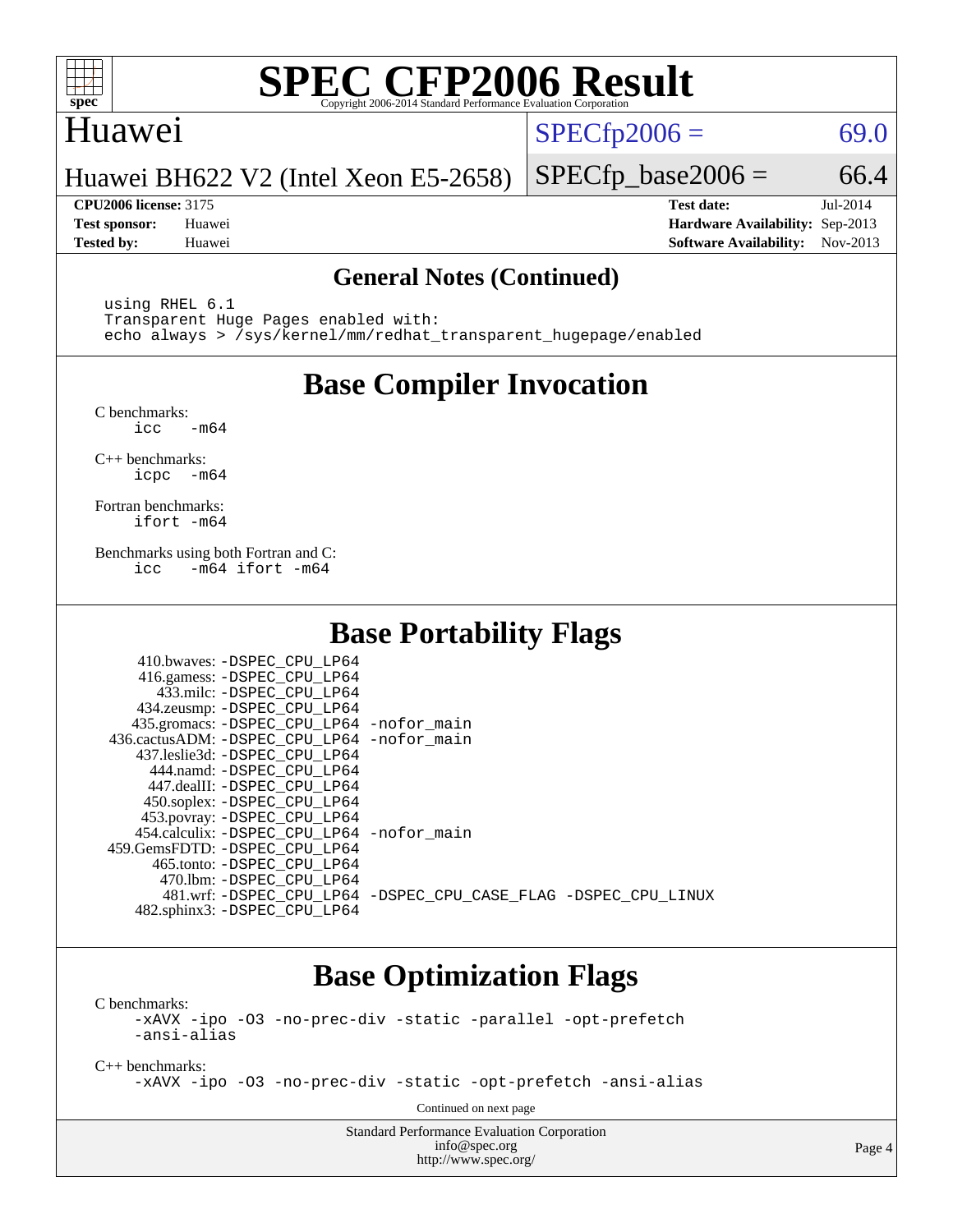# SPEC CFP2006 Result

Copyright 2006-2014 Standard Performance Evaluation Corporation

## Huawei

Huawei BH622 V2 (Intel Xeon E5-2658)

SPECfp2006 = 69.0

SPECfp_base2006 = 66.4

**CPU2006 license:** 3175
**Test sponsor:** Huawei
**Tested by:** Huawei

**Test date:** Jul-2014
**Hardware Availability:** Sep-2013
**Software Availability:** Nov-2013

### General Notes (Continued)

```
using RHEL 6.1
Transparent Huge Pages enabled with:
echo always > /sys/kernel/mm/redhat_transparent_hugepage/enabled
```

## Base Compiler Invocation

C benchmarks:
```
icc   -m64
```

C++ benchmarks:
```
icpc  -m64
```

Fortran benchmarks:
```
ifort -m64
```

Benchmarks using both Fortran and C:
```
icc   -m64 ifort -m64
```

## Base Portability Flags

```
   410.bwaves: -DSPEC_CPU_LP64
   416.gamess: -DSPEC_CPU_LP64
     433.milc: -DSPEC_CPU_LP64
   434.zeusmp: -DSPEC_CPU_LP64
  435.gromacs: -DSPEC_CPU_LP64 -nofor_main
 436.cactusADM: -DSPEC_CPU_LP64 -nofor_main
  437.leslie3d: -DSPEC_CPU_LP64
     444.namd: -DSPEC_CPU_LP64
   447.dealII: -DSPEC_CPU_LP64
   450.soplex: -DSPEC_CPU_LP64
   453.povray: -DSPEC_CPU_LP64
  454.calculix: -DSPEC_CPU_LP64 -nofor_main
 459.GemsFDTD: -DSPEC_CPU_LP64
    465.tonto: -DSPEC_CPU_LP64
      470.lbm: -DSPEC_CPU_LP64
      481.wrf: -DSPEC_CPU_LP64 -DSPEC_CPU_CASE_FLAG -DSPEC_CPU_LINUX
  482.sphinx3: -DSPEC_CPU_LP64
```

## Base Optimization Flags

C benchmarks:
```
-xAVX -ipo -O3 -no-prec-div -static -parallel -opt-prefetch
-ansi-alias
```

C++ benchmarks:
```
-xAVX -ipo -O3 -no-prec-div -static -opt-prefetch -ansi-alias
```

Continued on next page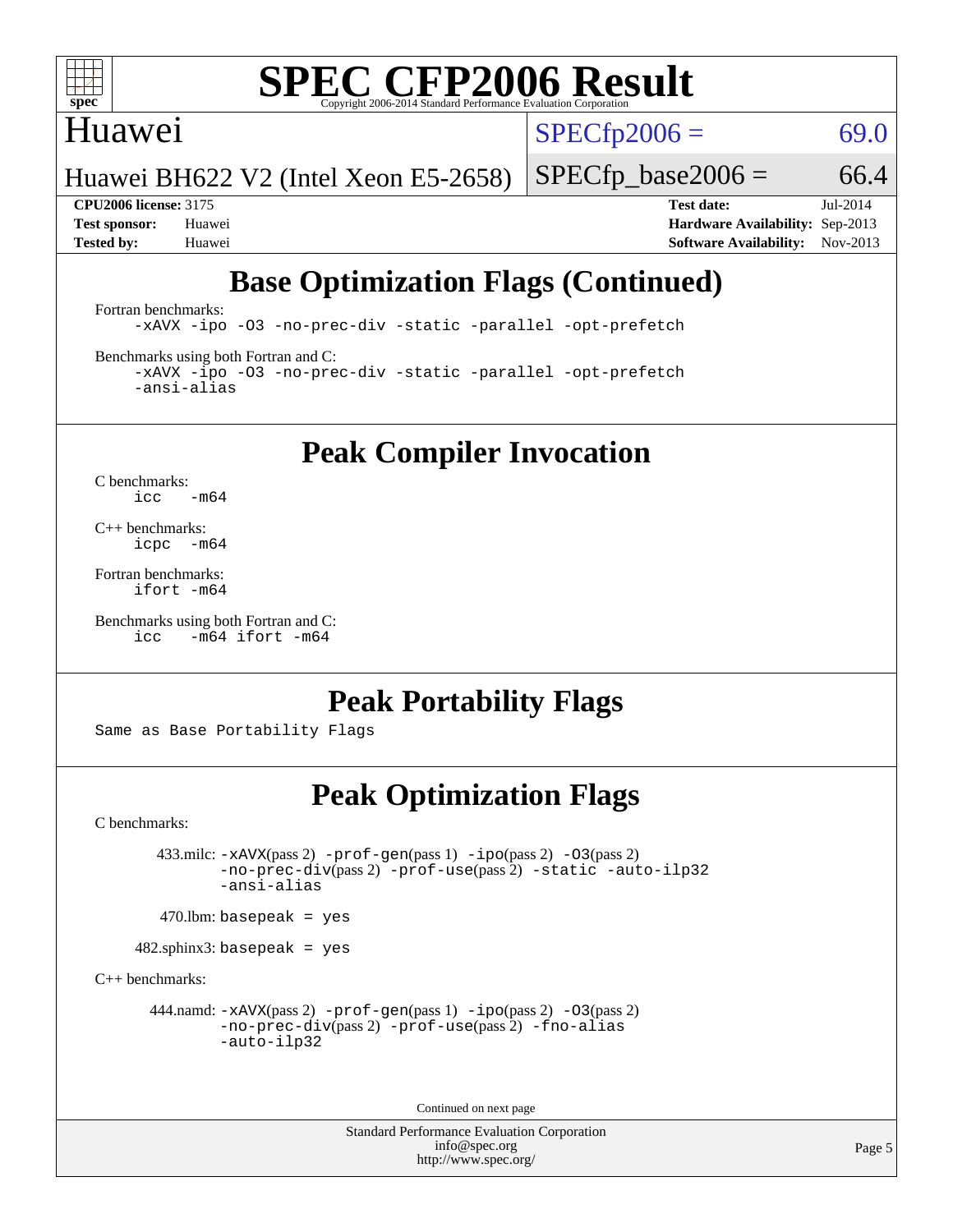## Base Optimization Flags (Continued)

Fortran benchmarks:

```
-xAVX -ipo -O3 -no-prec-div -static -parallel -opt-prefetch
```

Benchmarks using both Fortran and C:

```
-xAVX -ipo -O3 -no-prec-div -static -parallel -opt-prefetch
-ansi-alias
```

## Peak Compiler Invocation

C benchmarks:

```
icc   -m64
```

C++ benchmarks:

```
icpc  -m64
```

Fortran benchmarks:

```
ifort -m64
```

Benchmarks using both Fortran and C:

```
icc   -m64 ifort -m64
```

## Peak Portability Flags

Same as Base Portability Flags

## Peak Optimization Flags

C benchmarks:

433.milc: -xAVX(pass 2) -prof-gen(pass 1) -ipo(pass 2) -O3(pass 2) -no-prec-div(pass 2) -prof-use(pass 2) -static -auto-ilp32 -ansi-alias

470.lbm: basepeak = yes

482.sphinx3: basepeak = yes

C++ benchmarks:

444.namd: -xAVX(pass 2) -prof-gen(pass 1) -ipo(pass 2) -O3(pass 2) -no-prec-div(pass 2) -prof-use(pass 2) -fno-alias -auto-ilp32

Continued on next page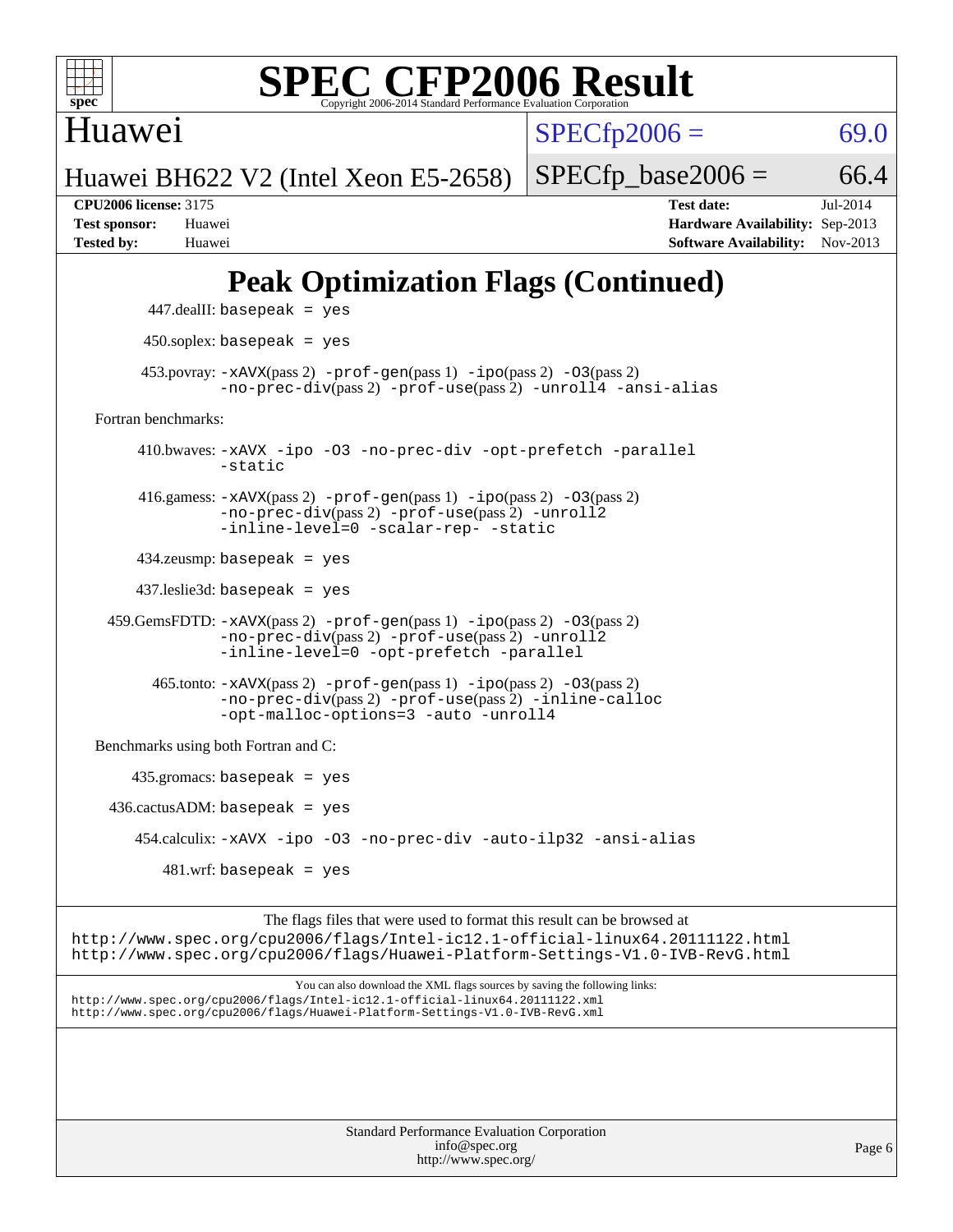# SPEC CFP2006 Result

Copyright 2006-2014 Standard Performance Evaluation Corporation

**Huawei**

Huawei BH622 V2 (Intel Xeon E5-2658)

SPECfp2006 = 69.0

SPECfp_base2006 = 66.4

**CPU2006 license:** 3175
**Test sponsor:** Huawei
**Tested by:** Huawei

**Test date:** Jul-2014
**Hardware Availability:** Sep-2013
**Software Availability:** Nov-2013

## Peak Optimization Flags (Continued)

447.dealII: basepeak = yes

450.soplex: basepeak = yes

453.povray: -xAVX(pass 2) -prof-gen(pass 1) -ipo(pass 2) -O3(pass 2) -no-prec-div(pass 2) -prof-use(pass 2) -unroll4 -ansi-alias

Fortran benchmarks:

410.bwaves: -xAVX -ipo -O3 -no-prec-div -opt-prefetch -parallel -static

416.gamess: -xAVX(pass 2) -prof-gen(pass 1) -ipo(pass 2) -O3(pass 2) -no-prec-div(pass 2) -prof-use(pass 2) -unroll2 -inline-level=0 -scalar-rep- -static

434.zeusmp: basepeak = yes

437.leslie3d: basepeak = yes

459.GemsFDTD: -xAVX(pass 2) -prof-gen(pass 1) -ipo(pass 2) -O3(pass 2) -no-prec-div(pass 2) -prof-use(pass 2) -unroll2 -inline-level=0 -opt-prefetch -parallel

465.tonto: -xAVX(pass 2) -prof-gen(pass 1) -ipo(pass 2) -O3(pass 2) -no-prec-div(pass 2) -prof-use(pass 2) -inline-calloc -opt-malloc-options=3 -auto -unroll4

Benchmarks using both Fortran and C:

435.gromacs: basepeak = yes

436.cactusADM: basepeak = yes

454.calculix: -xAVX -ipo -O3 -no-prec-div -auto-ilp32 -ansi-alias

481.wrf: basepeak = yes

The flags files that were used to format this result can be browsed at
http://www.spec.org/cpu2006/flags/Intel-ic12.1-official-linux64.20111122.html
http://www.spec.org/cpu2006/flags/Huawei-Platform-Settings-V1.0-IVB-RevG.html

You can also download the XML flags sources by saving the following links:
http://www.spec.org/cpu2006/flags/Intel-ic12.1-official-linux64.20111122.xml
http://www.spec.org/cpu2006/flags/Huawei-Platform-Settings-V1.0-IVB-RevG.xml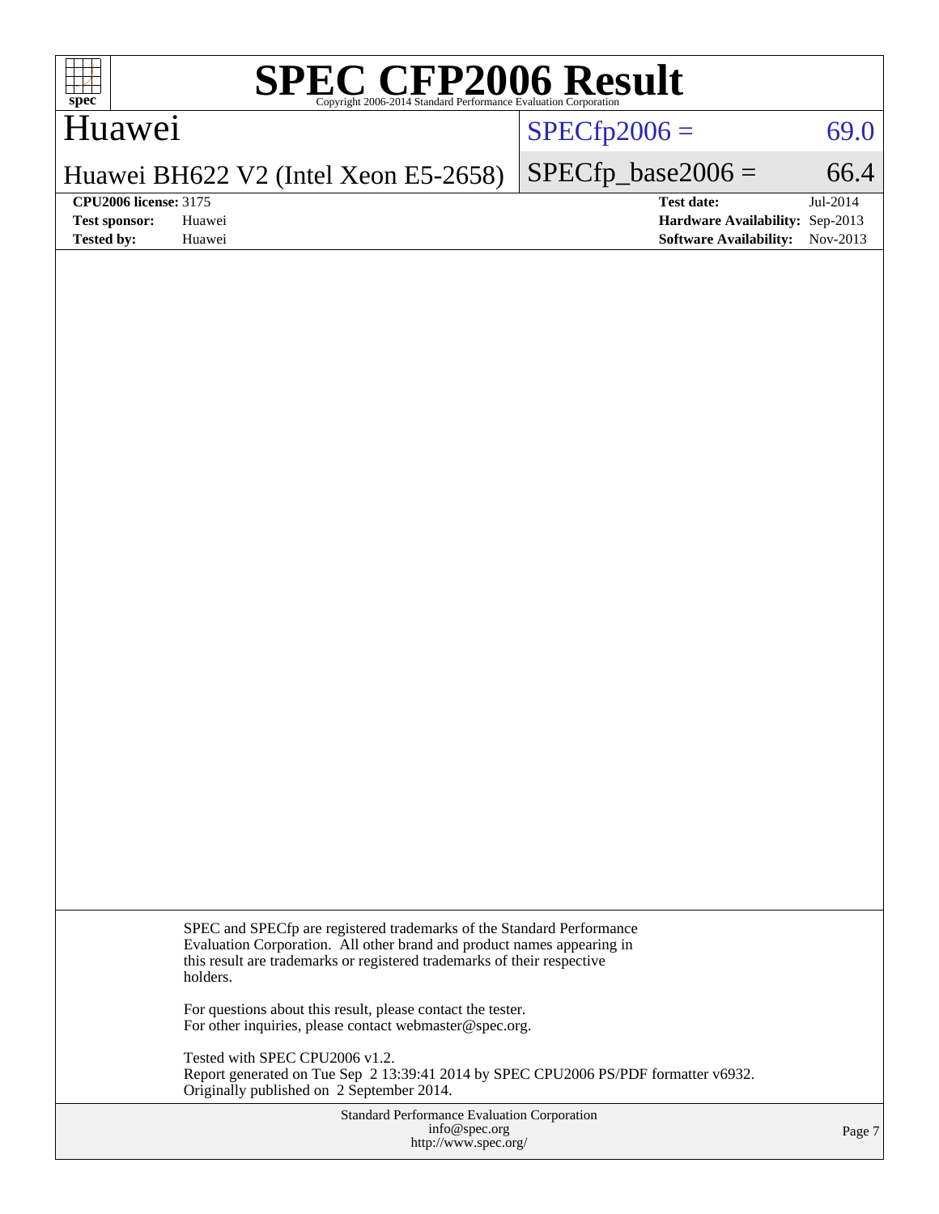SPEC and SPECfp are registered trademarks of the Standard Performance Evaluation Corporation. All other brand and product names appearing in this result are trademarks or registered trademarks of their respective holders.

For questions about this result, please contact the tester.
For other inquiries, please contact webmaster@spec.org.

Tested with SPEC CPU2006 v1.2.
Report generated on Tue Sep 2 13:39:41 2014 by SPEC CPU2006 PS/PDF formatter v6932.
Originally published on 2 September 2014.